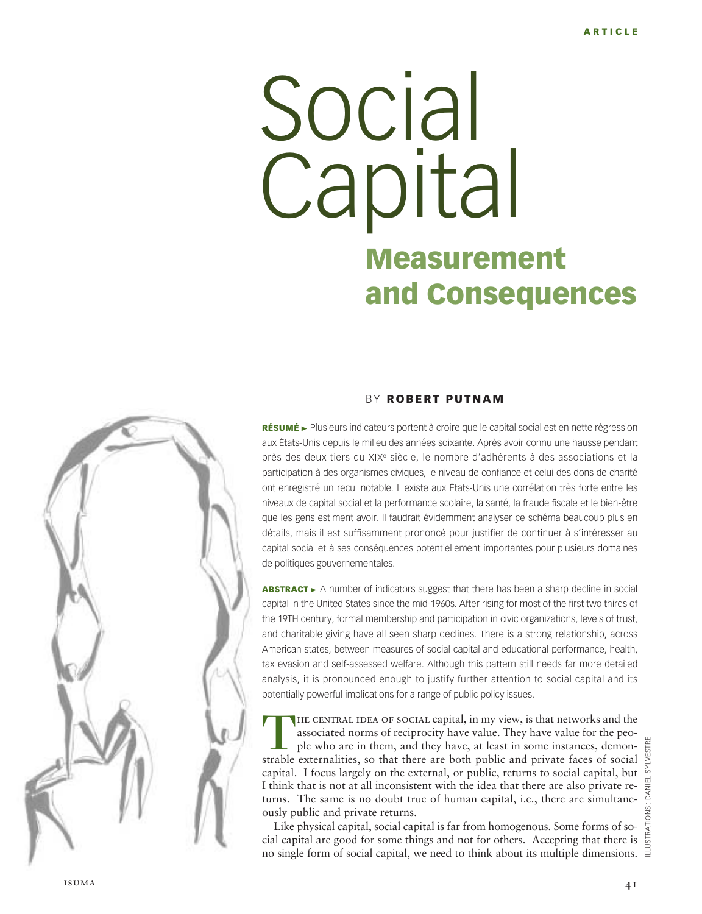ARTICLE

# Social Capital

## Measurement and Consequences

BY **ROBERT PUTNAM**

**RÉSUMÉ ►** Plusieurs indicateurs portent à croire que le capital social est en nette régression aux États-Unis depuis le milieu des années soixante. Après avoir connu une hausse pendant près des deux tiers du XIXe siècle, le nombre d'adhérents à des associations et la participation à des organismes civiques, le niveau de confiance et celui des dons de charité ont enregistré un recul notable. Il existe aux États-Unis une corrélation très forte entre les niveaux de capital social et la performance scolaire, la santé, la fraude fiscale et le bien-être que les gens estiment avoir. Il faudrait évidemment analyser ce schéma beaucoup plus en détails, mais il est suffisamment prononcé pour justifier de continuer à s'intéresser au capital social et à ses conséquences potentiellement importantes pour plusieurs domaines de politiques gouvernementales.

**ABSTRACT ►** A number of indicators suggest that there has been a sharp decline in social capital in the United States since the mid-1960s. After rising for most of the first two thirds of the 19TH century, formal membership and participation in civic organizations, levels of trust, and charitable giving have all seen sharp declines. There is a strong relationship, across American states, between measures of social capital and educational performance, health, tax evasion and self-assessed welfare. Although this pattern still needs far more detailed analysis, it is pronounced enough to justify further attention to social capital and its potentially powerful implications for a range of public policy issues.

The central idea of social capital, in my view, is that networks and the associated norms of reciprocity have value. They have value for the people who are in them, and they have, at least in some instances, demonstrable externalities, so that there are both public and private faces of social capital. I focus largely on the external, or public, returns to social capital, but I think that is not at all inconsistent with the idea that there are also private returns. The same is no doubt true of human capital, i.e., there are simultaneously public and private returns.

Like physical capital, social capital is far from homogenous. Some forms of social capital are good for some things and not for others. Accepting that there is no single form of social capital, we need to think about its multiple dimensions.

ILLUSTRATIONS : DANIEL SYLVESTRE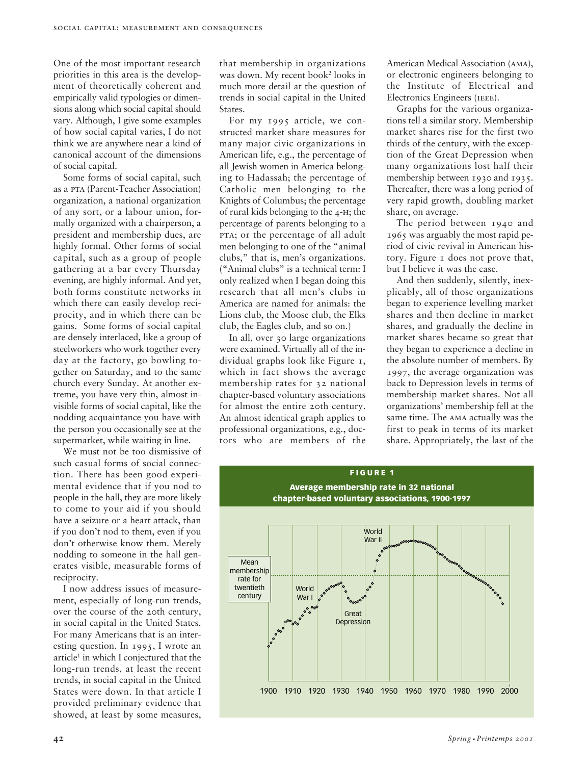One of the most important research priorities in this area is the development of theoretically coherent and empirically valid typologies or dimensions along which social capital should vary. Although, I give some examples of how social capital varies, I do not think we are anywhere near a kind of canonical account of the dimensions of social capital.

Some forms of social capital, such as a PTA (Parent-Teacher Association) organization, a national organization of any sort, or a labour union, formally organized with a chairperson, a president and membership dues, are highly formal. Other forms of social capital, such as a group of people gathering at a bar every Thursday evening, are highly informal. And yet, both forms constitute networks in which there can easily develop reciprocity, and in which there can be gains. Some forms of social capital are densely interlaced, like a group of steelworkers who work together every day at the factory, go bowling together on Saturday, and to the same church every Sunday. At another extreme, you have very thin, almost invisible forms of social capital, like the nodding acquaintance you have with the person you occasionally see at the supermarket, while waiting in line.

We must not be too dismissive of such casual forms of social connection. There has been good experimental evidence that if you nod to people in the hall, they are more likely to come to your aid if you should have a seizure or a heart attack, than if you don't nod to them, even if you don't otherwise know them. Merely nodding to someone in the hall generates visible, measurable forms of reciprocity.

I now address issues of measurement, especially of long-run trends, over the course of the 20th century, in social capital in the United States. For many Americans that is an interesting question. In 1995, I wrote an article[1] in which I conjectured that the long-run trends, at least the recent trends, in social capital in the United States were down. In that article I provided preliminary evidence that showed, at least by some measures, that membership in organizations was down. My recent book[2] looks in much more detail at the question of trends in social capital in the United States.

For my 1995 article, we constructed market share measures for many major civic organizations in American life, e.g., the percentage of all Jewish women in America belonging to Hadassah; the percentage of Catholic men belonging to the Knights of Columbus; the percentage of rural kids belonging to the 4-H; the percentage of parents belonging to a PTA; or the percentage of all adult men belonging to one of the "animal clubs," that is, men's organizations. ("Animal clubs" is a technical term: I only realized when I began doing this research that all men's clubs in America are named for animals: the Lions club, the Moose club, the Elks club, the Eagles club, and so on.)

In all, over 30 large organizations were examined. Virtually all of the individual graphs look like Figure 1, which in fact shows the average membership rates for 32 national chapter-based voluntary associations for almost the entire 20th century. An almost identical graph applies to professional organizations, e.g., doctors who are members of the American Medical Association (AMA), or electronic engineers belonging to the Institute of Electrical and Electronics Engineers (IEEE).

Graphs for the various organizations tell a similar story. Membership market shares rise for the first two thirds of the century, with the exception of the Great Depression when many organizations lost half their membership between 1930 and 1935. Thereafter, there was a long period of very rapid growth, doubling market share, on average.

The period between 1940 and 1965 was arguably the most rapid period of civic revival in American history. Figure 1 does not prove that, but I believe it was the case.

And then suddenly, silently, inexplicably, all of those organizations began to experience levelling market shares and then decline in market shares, and gradually the decline in market shares became so great that they began to experience a decline in the absolute number of members. By 1997, the average organization was back to Depression levels in terms of membership market shares. Not all organizations' membership fell at the same time. The AMA actually was the first to peak in terms of its market share. Appropriately, the last of the

**FIGURE 1**

**Average membership rate in 32 national chapter-based voluntary associations, 1900-1997**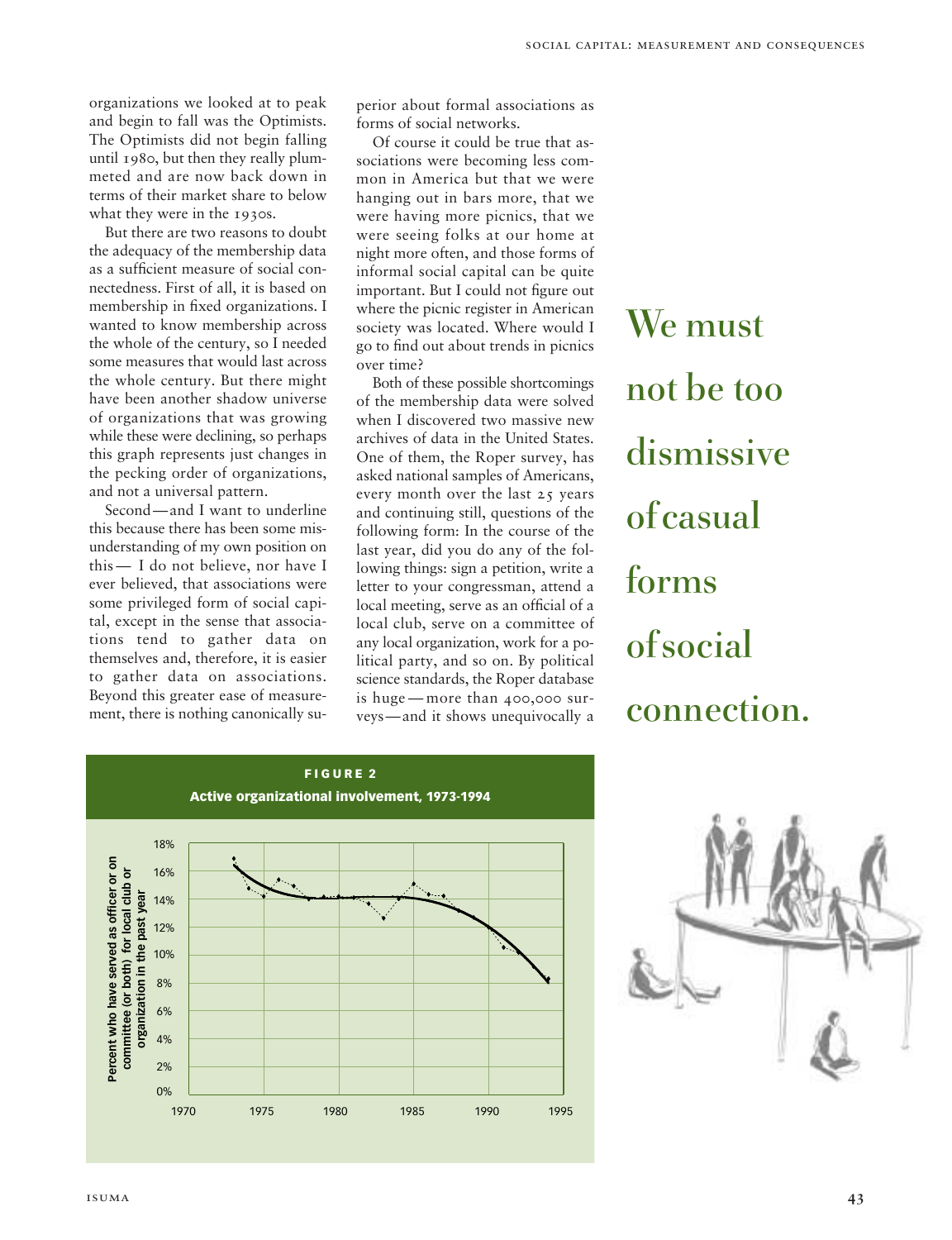organizations we looked at to peak and begin to fall was the Optimists. The Optimists did not begin falling until 1980, but then they really plummeted and are now back down in terms of their market share to below what they were in the 1930s.

But there are two reasons to doubt the adequacy of the membership data as a sufficient measure of social connectedness. First of all, it is based on membership in fixed organizations. I wanted to know membership across the whole of the century, so I needed some measures that would last across the whole century. But there might have been another shadow universe of organizations that was growing while these were declining, so perhaps this graph represents just changes in the pecking order of organizations, and not a universal pattern.

Second—and I want to underline this because there has been some misunderstanding of my own position on this— I do not believe, nor have I ever believed, that associations were some privileged form of social capital, except in the sense that associations tend to gather data on themselves and, therefore, it is easier to gather data on associations. Beyond this greater ease of measurement, there is nothing canonically superior about formal associations as forms of social networks.

Of course it could be true that associations were becoming less common in America but that we were hanging out in bars more, that we were having more picnics, that we were seeing folks at our home at night more often, and those forms of informal social capital can be quite important. But I could not figure out where the picnic register in American society was located. Where would I go to find out about trends in picnics over time?

Both of these possible shortcomings of the membership data were solved when I discovered two massive new archives of data in the United States. One of them, the Roper survey, has asked national samples of Americans, every month over the last 25 years and continuing still, questions of the following form: In the course of the last year, did you do any of the following things: sign a petition, write a letter to your congressman, attend a local meeting, serve as an official of a local club, serve on a committee of any local organization, work for a political party, and so on. By political science standards, the Roper database is huge—more than 400,000 surveys—and it shows unequivocally a

**We must not be too dismissive of casual forms of social connection.**

**FIGURE 2**
**Active organizational involvement, 1973-1994**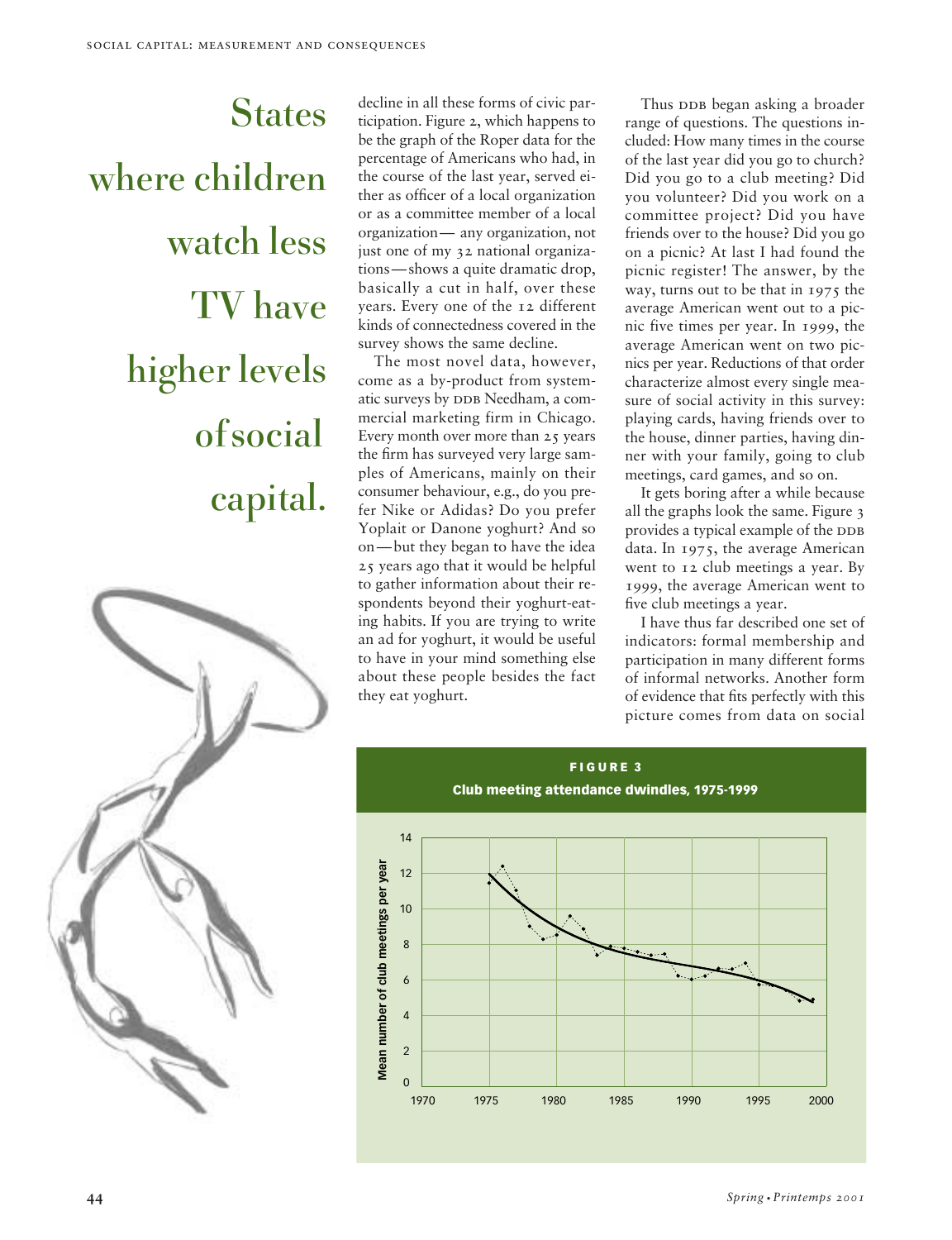**States where children watch less TV have higher levels of social capital.**

decline in all these forms of civic participation. Figure 2, which happens to be the graph of the Roper data for the percentage of Americans who had, in the course of the last year, served either as officer of a local organization or as a committee member of a local organization— any organization, not just one of my 32 national organizations—shows a quite dramatic drop, basically a cut in half, over these years. Every one of the 12 different kinds of connectedness covered in the survey shows the same decline.

The most novel data, however, come as a by-product from systematic surveys by DDB Needham, a commercial marketing firm in Chicago. Every month over more than 25 years the firm has surveyed very large samples of Americans, mainly on their consumer behaviour, e.g., do you prefer Nike or Adidas? Do you prefer Yoplait or Danone yoghurt? And so on—but they began to have the idea 25 years ago that it would be helpful to gather information about their respondents beyond their yoghurt-eating habits. If you are trying to write an ad for yoghurt, it would be useful to have in your mind something else about these people besides the fact they eat yoghurt.

Thus DDB began asking a broader range of questions. The questions included: How many times in the course of the last year did you go to church? Did you go to a club meeting? Did you volunteer? Did you work on a committee project? Did you have friends over to the house? Did you go on a picnic? At last I had found the picnic register! The answer, by the way, turns out to be that in 1975 the average American went out to a picnic five times per year. In 1999, the average American went on two picnics per year. Reductions of that order characterize almost every single measure of social activity in this survey: playing cards, having friends over to the house, dinner parties, having dinner with your family, going to club meetings, card games, and so on.

It gets boring after a while because all the graphs look the same. Figure 3 provides a typical example of the DDB data. In 1975, the average American went to 12 club meetings a year. By 1999, the average American went to five club meetings a year.

I have thus far described one set of indicators: formal membership and participation in many different forms of informal networks. Another form of evidence that fits perfectly with this picture comes from data on social

**FIGURE 3**
**Club meeting attendance dwindles, 1975-1999**

(Chart: Mean number of club meetings per year, 1970–2000; y-axis 0–14)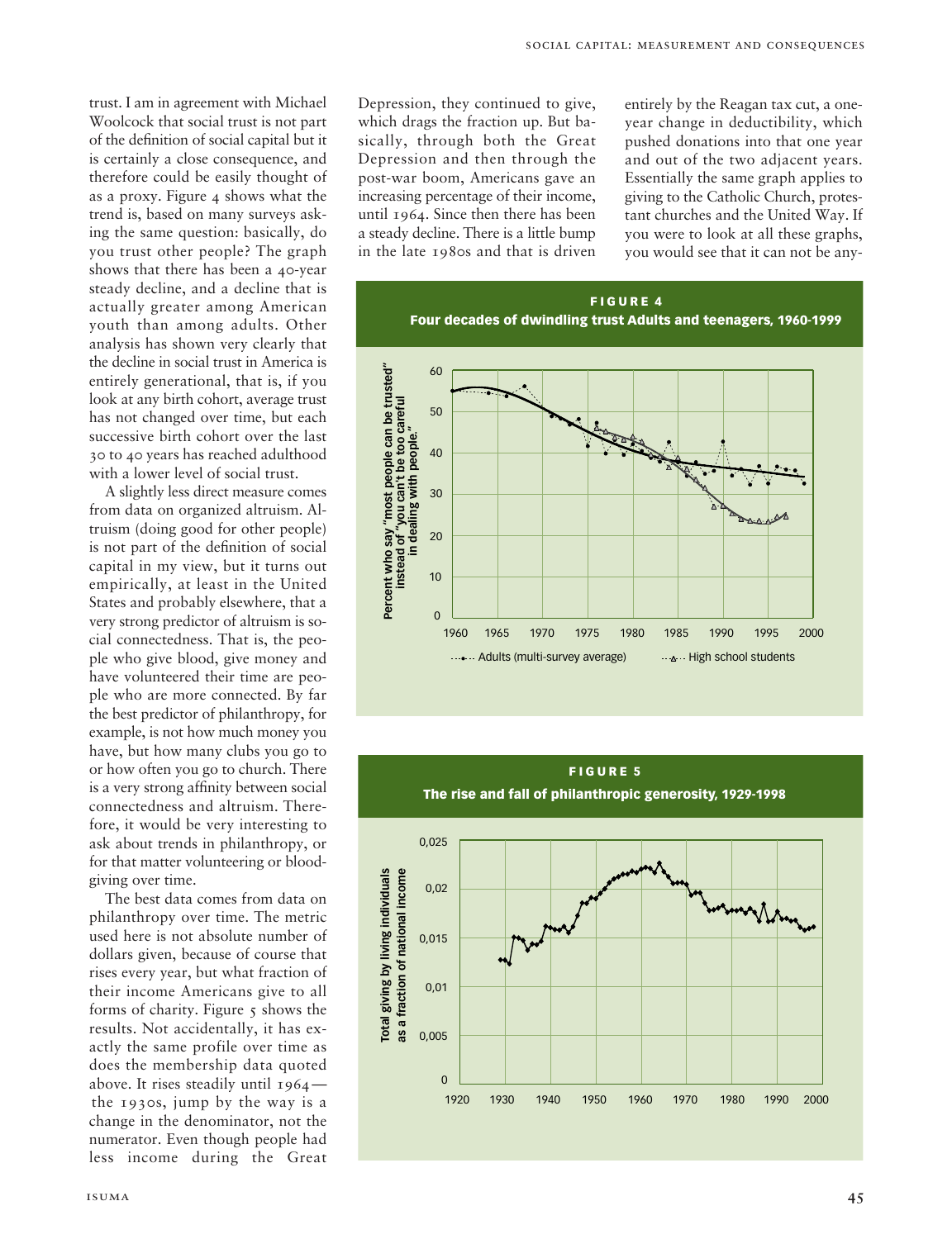trust. I am in agreement with Michael Woolcock that social trust is not part of the definition of social capital but it is certainly a close consequence, and therefore could be easily thought of as a proxy. Figure 4 shows what the trend is, based on many surveys asking the same question: basically, do you trust other people? The graph shows that there has been a 40-year steady decline, and a decline that is actually greater among American youth than among adults. Other analysis has shown very clearly that the decline in social trust in America is entirely generational, that is, if you look at any birth cohort, average trust has not changed over time, but each successive birth cohort over the last 30 to 40 years has reached adulthood with a lower level of social trust.

A slightly less direct measure comes from data on organized altruism. Altruism (doing good for other people) is not part of the definition of social capital in my view, but it turns out empirically, at least in the United States and probably elsewhere, that a very strong predictor of altruism is social connectedness. That is, the people who give blood, give money and have volunteered their time are people who are more connected. By far the best predictor of philanthropy, for example, is not how much money you have, but how many clubs you go to or how often you go to church. There is a very strong affinity between social connectedness and altruism. Therefore, it would be very interesting to ask about trends in philanthropy, or for that matter volunteering or blood-giving over time.

The best data comes from data on philanthropy over time. The metric used here is not absolute number of dollars given, because of course that rises every year, but what fraction of their income Americans give to all forms of charity. Figure 5 shows the results. Not accidentally, it has exactly the same profile over time as does the membership data quoted above. It rises steadily until 1964— the 1930s, jump by the way is a change in the denominator, not the numerator. Even though people had less income during the Great Depression, they continued to give, which drags the fraction up. But basically, through both the Great Depression and then through the post-war boom, Americans gave an increasing percentage of their income, until 1964. Since then there has been a steady decline. There is a little bump in the late 1980s and that is driven entirely by the Reagan tax cut, a one-year change in deductibility, which pushed donations into that one year and out of the two adjacent years. Essentially the same graph applies to giving to the Catholic Church, protestant churches and the United Way. If you were to look at all these graphs, you would see that it can not be any-

**FIGURE 4**
**Four decades of dwindling trust Adults and teenagers, 1960-1999**

**FIGURE 5**
**The rise and fall of philanthropic generosity, 1929-1998**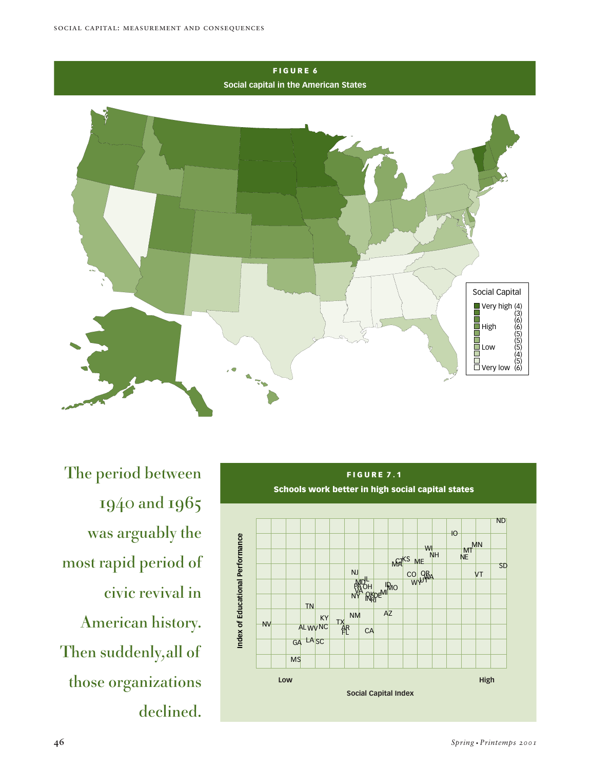**FIGURE 6**

**Social capital in the American States**

Social Capital

- Very high (4)
- (3)
- (6)
- High (6)
- (5)
- (5)
- Low (5)
- (4)
- (5)
- Very low (6)

The period between 1940 and 1965 was arguably the most rapid period of civic revival in American history. Then suddenly, all of those organizations declined.

**FIGURE 7.1**

**Schools work better in high social capital states**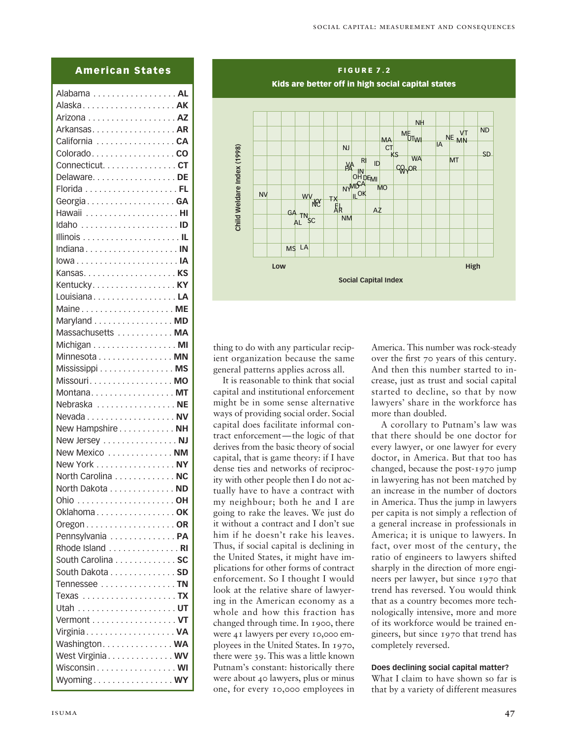## American States

| State | Abbreviation |
|---|---|
| Alabama | AL |
| Alaska | AK |
| Arizona | AZ |
| Arkansas | AR |
| California | CA |
| Colorado | CO |
| Connecticut | CT |
| Delaware | DE |
| Florida | FL |
| Georgia | GA |
| Hawaii | HI |
| Idaho | ID |
| Illinois | IL |
| Indiana | IN |
| Iowa | IA |
| Kansas | KS |
| Kentucky | KY |
| Louisiana | LA |
| Maine | ME |
| Maryland | MD |
| Massachusetts | MA |
| Michigan | MI |
| Minnesota | MN |
| Mississippi | MS |
| Missouri | MO |
| Montana | MT |
| Nebraska | NE |
| Nevada | NV |
| New Hampshire | NH |
| New Jersey | NJ |
| New Mexico | NM |
| New York | NY |
| North Carolina | NC |
| North Dakota | ND |
| Ohio | OH |
| Oklahoma | OK |
| Oregon | OR |
| Pennsylvania | PA |
| Rhode Island | RI |
| South Carolina | SC |
| South Dakota | SD |
| Tennessee | TN |
| Texas | TX |
| Utah | UT |
| Vermont | VT |
| Virginia | VA |
| Washington | WA |
| West Virginia | WV |
| Wisconsin | WI |
| Wyoming | WY |

**FIGURE 7.2**

**Kids are better off in high social capital states**

(Scatter plot: y-axis "Child Weldare Index (1998)"; x-axis "Social Capital Index", from Low to High. Points labelled by state abbreviation: NH, ND, ME, UT, WI, VT, NE, MN, IA, MA, CT, NJ, KS, SD, WA, MT, RI, ID, VA, PA, IN, CO, WY, OR, OH, DE, MI, MD, CA, NY, MO, IL, OK, NV, WV, KY, NC, TX, FL, AR, AZ, GA, TN, AL, SC, NM, MS, LA.)

thing to do with any particular recipient organization because the same general patterns applies across all.

It is reasonable to think that social capital and institutional enforcement might be in some sense alternative ways of providing social order. Social capital does facilitate informal contract enforcement—the logic of that derives from the basic theory of social capital, that is game theory: if I have dense ties and networks of reciprocity with other people then I do not actually have to have a contract with my neighbour; both he and I are going to rake the leaves. We just do it without a contract and I don't sue him if he doesn't rake his leaves. Thus, if social capital is declining in the United States, it might have implications for other forms of contract enforcement. So I thought I would look at the relative share of lawyering in the American economy as a whole and how this fraction has changed through time. In 1900, there were 41 lawyers per every 10,000 employees in the United States. In 1970, there were 39. This was a little known Putnam's constant: historically there were about 40 lawyers, plus or minus one, for every 10,000 employees in America. This number was rock-steady over the first 70 years of this century. And then this number started to increase, just as trust and social capital started to decline, so that by now lawyers' share in the workforce has more than doubled.

A corollary to Putnam's law was that there should be one doctor for every lawyer, or one lawyer for every doctor, in America. That has changed, because the post-1970 jump in lawyering has not been matched by an increase in the number of doctors in America. Thus the jump in lawyers per capita is not simply a reflection of a general increase in professionals in America; it is unique to lawyers. In fact, over most of the century, the ratio of engineers to lawyers shifted sharply in the direction of more engineers per lawyer, but since 1970 that trend has reversed. You would think that as a country becomes more technologically intensive, more and more of its workforce would be trained engineers, but since 1970 that trend has completely reversed.

**Does declining social capital matter?**

What I claim to have shown so far is that by a variety of different measures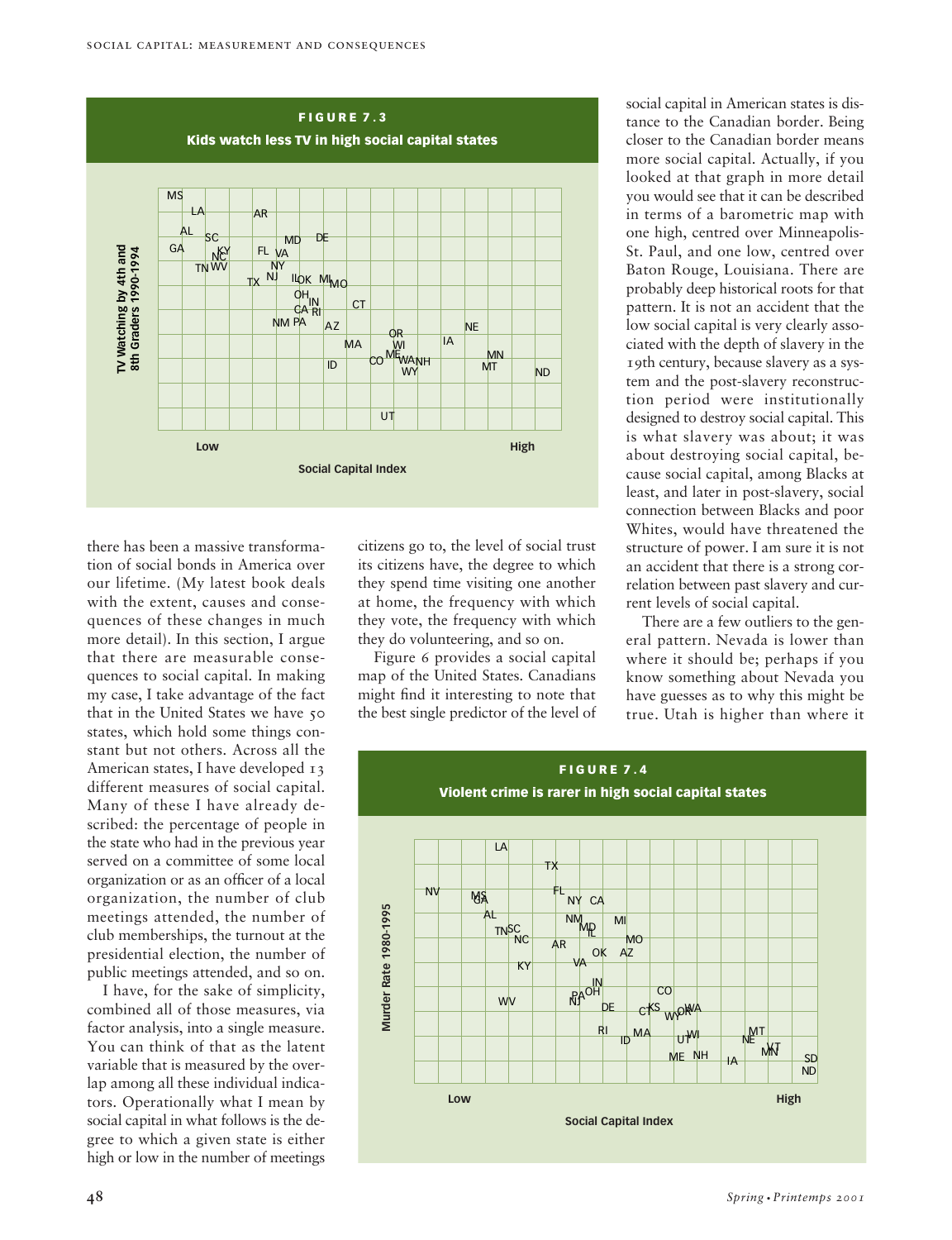**FIGURE 7.3**

**Kids watch less TV in high social capital states**

there has been a massive transformation of social bonds in America over our lifetime. (My latest book deals with the extent, causes and consequences of these changes in much more detail). In this section, I argue that there are measurable consequences to social capital. In making my case, I take advantage of the fact that in the United States we have 50 states, which hold some things constant but not others. Across all the American states, I have developed 13 different measures of social capital. Many of these I have already described: the percentage of people in the state who had in the previous year served on a committee of some local organization or as an officer of a local organization, the number of club meetings attended, the number of club memberships, the turnout at the presidential election, the number of public meetings attended, and so on.

I have, for the sake of simplicity, combined all of those measures, via factor analysis, into a single measure. You can think of it as the latent variable that is measured by the overlap among all these individual indicators. Operationally what I mean by social capital in what follows is the degree to which a given state is either high or low in the number of meetings citizens go to, the level of social trust its citizens have, the degree to which they spend time visiting one another at home, the frequency with which they vote, the frequency with which they do volunteering, and so on.

Figure 6 provides a social capital map of the United States. Canadians might find it interesting to note that the best single predictor of the level of social capital in American states is distance to the Canadian border. Being closer to the Canadian border means more social capital. Actually, if you looked at that graph in more detail you would see that it can be described in terms of a barometric map with one high, centred over Minneapolis-St. Paul, and one low, centred over Baton Rouge, Louisiana. There are probably deep historical roots for that pattern. It is not an accident that the low social capital is very clearly associated with the depth of slavery in the 19th century, because slavery as a system and the post-slavery reconstruction period were institutionally designed to destroy social capital. This is what slavery was about; it was about destroying social capital, because social capital, among Blacks at least, and later in post-slavery, social connection between Blacks and poor Whites, would have threatened the structure of power. I am sure it is not an accident that there is a strong correlation between past slavery and current levels of social capital.

There are a few outliers to the general pattern. Nevada is lower than where it should be; perhaps if you know something about Nevada you have guesses as to why this might be true. Utah is higher than where it

**FIGURE 7.4**

**Violent crime is rarer in high social capital states**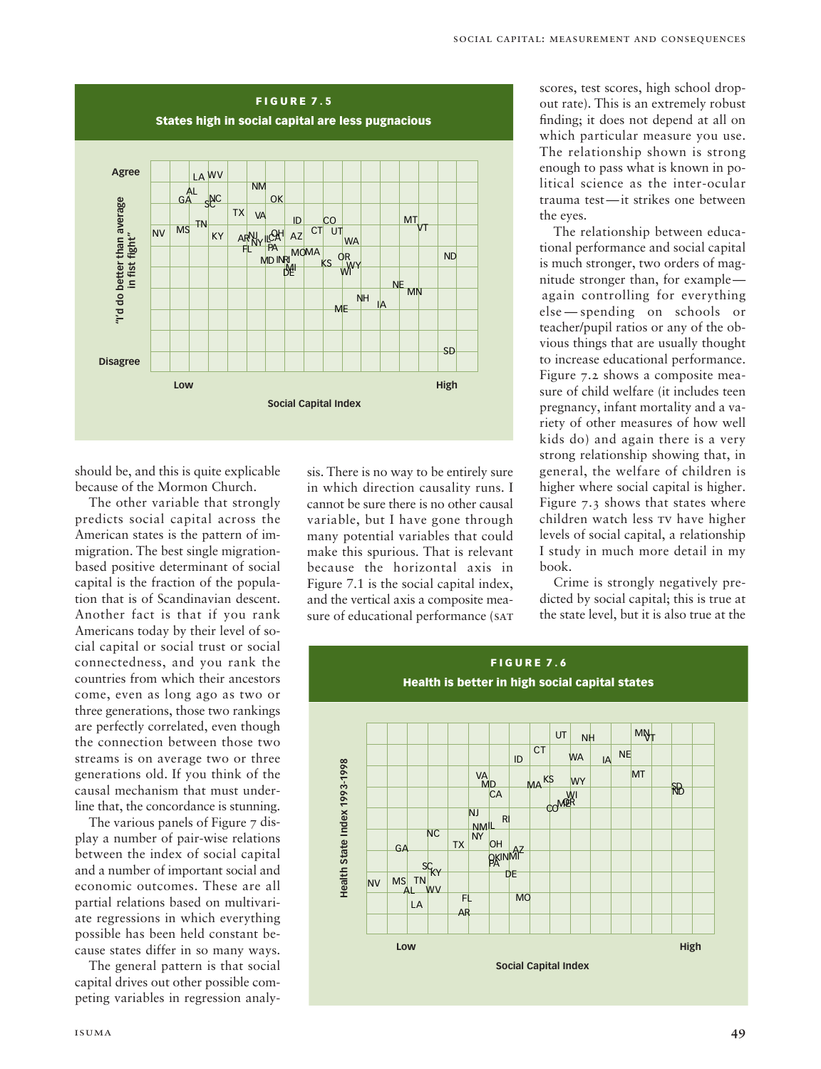**FIGURE 7.5**

**States high in social capital are less pugnacious**

should be, and this is quite explicable because of the Mormon Church.

The other variable that strongly predicts social capital across the American states is the pattern of immigration. The best single migration-based positive determinant of social capital is the fraction of the population that is of Scandinavian descent. Another fact is that if you rank Americans today by their level of social capital or social trust or social connectedness, and you rank the countries from which their ancestors come, even as long ago as two or three generations, those two rankings are perfectly correlated, even though the connection between those two streams is on average two or three generations old. If you think of the causal mechanism that must underline that, the concordance is stunning.

The various panels of Figure 7 display a number of pair-wise relations between the index of social capital and a number of important social and economic outcomes. These are all partial relations based on multivariate regressions in which everything possible has been held constant because states differ in so many ways.

The general pattern is that social capital drives out other possible competing variables in regression analysis. There is no way to be entirely sure in which direction causality runs. I cannot be sure there is no other causal variable, but I have gone through many potential variables that could make this spurious. That is relevant because the horizontal axis in Figure 7.1 is the social capital index, and the vertical axis a composite measure of educational performance (SAT scores, test scores, high school drop-out rate). This is an extremely robust finding; it does not depend at all on which particular measure you use. The relationship shown is strong enough to pass what is known in political science as the inter-ocular trauma test—it strikes one between the eyes.

The relationship between educational performance and social capital is much stronger, two orders of magnitude stronger than, for example—again controlling for everything else—spending on schools or teacher/pupil ratios or any of the obvious things that are usually thought to increase educational performance. Figure 7.2 shows a composite measure of child welfare (it includes teen pregnancy, infant mortality and a variety of other measures of how well kids do) and again there is a very strong relationship showing that, in general, the welfare of children is higher where social capital is higher. Figure 7.3 shows that states where children watch less TV have higher levels of social capital, a relationship I study in much more detail in my book.

Crime is strongly negatively predicted by social capital; this is true at the state level, but it is also true at the

**FIGURE 7.6**

**Health is better in high social capital states**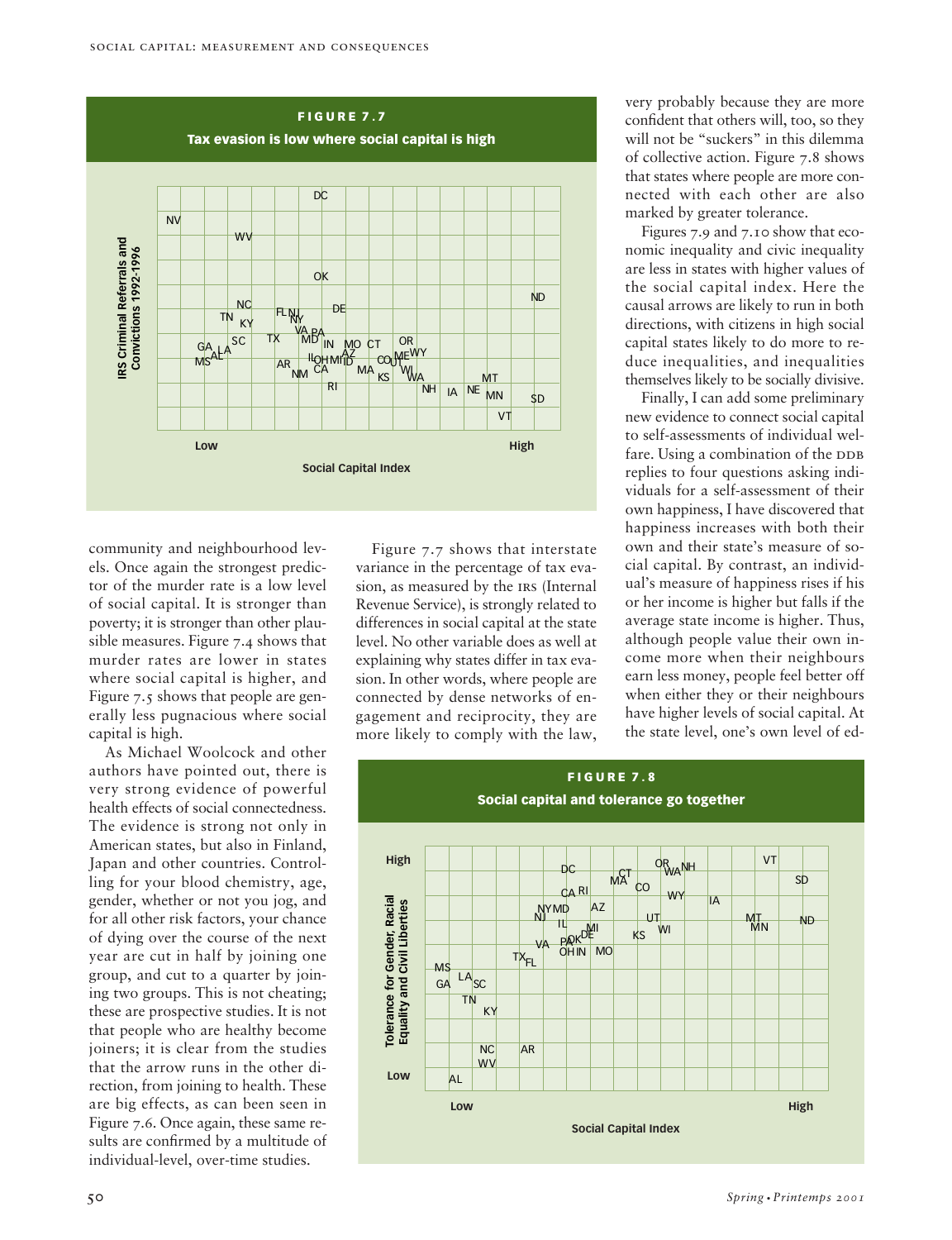**FIGURE 7.7**

**Tax evasion is low where social capital is high**

community and neighbourhood levels. Once again the strongest predictor of the murder rate is a low level of social capital. It is stronger than poverty; it is stronger than other plausible measures. Figure 7.4 shows that murder rates are lower in states where social capital is higher, and Figure 7.5 shows that people are generally less pugnacious where social capital is high.

As Michael Woolcock and other authors have pointed out, there is very strong evidence of powerful health effects of social connectedness. The evidence is strong not only in American states, but also in Finland, Japan and other countries. Controlling for your blood chemistry, age, gender, whether or not you jog, and for all other risk factors, your chance of dying over the course of the next year are cut in half by joining one group, and cut to a quarter by joining two groups. This is not cheating; these are prospective studies. It is not that people who are healthy become joiners; it is clear from the studies that the arrow runs in the other direction, from joining to health. These are big effects, as can been seen in Figure 7.6. Once again, these same results are confirmed by a multitude of individual-level, over-time studies.

Figure 7.7 shows that interstate variance in the percentage of tax evasion, as measured by the IRS (Internal Revenue Service), is strongly related to differences in social capital at the state level. No other variable does as well at explaining why states differ in tax evasion. In other words, where people are connected by dense networks of engagement and reciprocity, they are more likely to comply with the law, very probably because they are more confident that others will, too, so they will not be "suckers" in this dilemma of collective action. Figure 7.8 shows that states where people are more connected with each other are also marked by greater tolerance.

Figures 7.9 and 7.10 show that economic inequality and civic inequality are less in states with higher values of the social capital index. Here the causal arrows are likely to run in both directions, with citizens in high social capital states likely to do more to reduce inequalities, and inequalities themselves likely to be socially divisive.

Finally, I can add some preliminary new evidence to connect social capital to self-assessments of individual welfare. Using a combination of the DDB replies to four questions asking individuals for a self-assessment of their own happiness, I have discovered that happiness increases with both their own and their state's measure of social capital. By contrast, an individual's measure of happiness rises if his or her income is higher but falls if the average state income is higher. Thus, although people value their own income more when their neighbours earn less money, people feel better off when either they or their neighbours have higher levels of social capital. At the state level, one's own level of ed-

**FIGURE 7.8**

**Social capital and tolerance go together**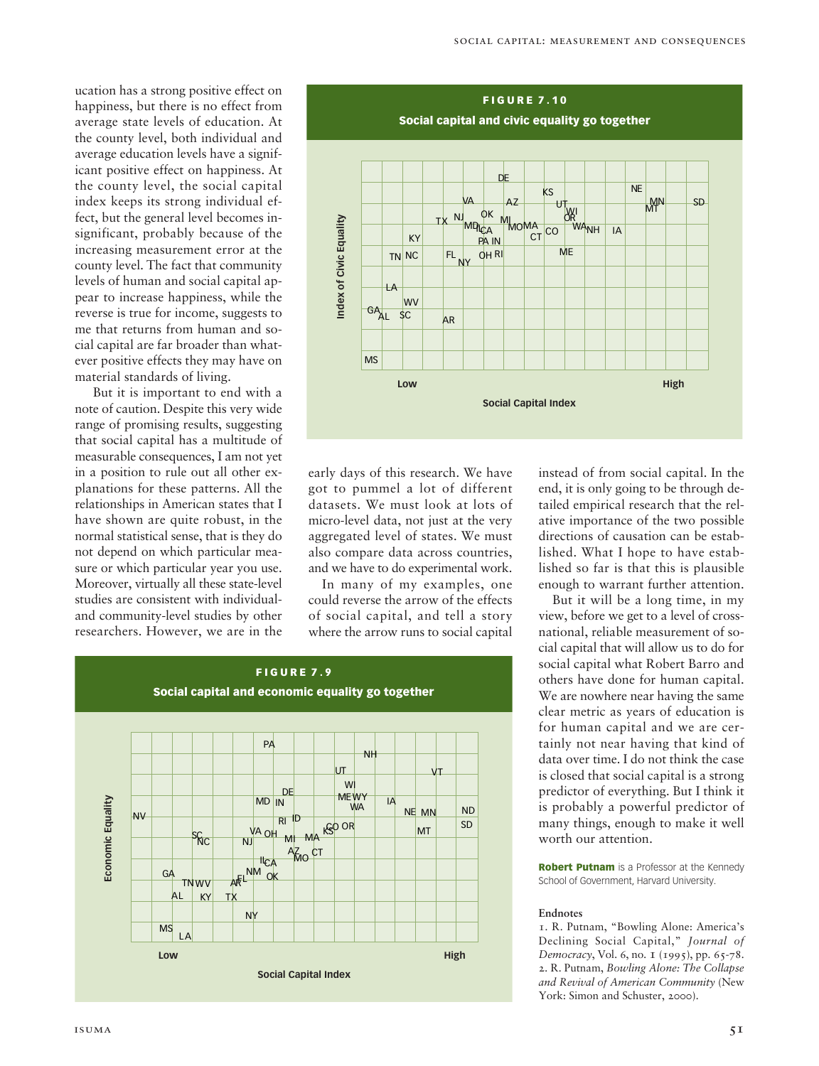ucation has a strong positive effect on happiness, but there is no effect from average state levels of education. At the county level, both individual and average education levels have a significant positive effect on happiness. At the county level, the social capital index keeps its strong individual effect, but the general level becomes insignificant, probably because of the increasing measurement error at the county level. The fact that community levels of human and social capital appear to increase happiness, while the reverse is true for income, suggests to me that returns from human and social capital are far broader than whatever positive effects they may have on material standards of living.

But it is important to end with a note of caution. Despite this very wide range of promising results, suggesting that social capital has a multitude of measurable consequences, I am not yet in a position to rule out all other explanations for these patterns. All the relationships in American states that I have shown are quite robust, in the normal statistical sense, that is they do not depend on which particular measure or which particular year you use. Moreover, virtually all these state-level studies are consistent with individual- and community-level studies by other researchers. However, we are in the early days of this research. We have got to pummel a lot of different datasets. We must look at lots of micro-level data, not just at the very aggregated level of states. We must also compare data across countries, and we have to do experimental work.

In many of my examples, one could reverse the arrow of the effects of social capital, and tell a story where the arrow runs to social capital instead of from social capital. In the end, it is only going to be through detailed empirical research that the relative importance of the two possible directions of causation can be established. What I hope to have established so far is that this is plausible enough to warrant further attention.

But it will be a long time, in my view, before we get to a level of cross-national, reliable measurement of social capital that will allow us to do for social capital what Robert Barro and others have done for human capital. We are nowhere near having the same clear metric as years of education is for human capital and we are certainly not near having that kind of data over time. I do not think the case is closed that social capital is a strong predictor of everything. But I think it is probably a powerful predictor of many things, enough to make it well worth our attention.

**FIGURE 7.10**

**Social capital and civic equality go together**

Index of Civic Equality

DE, KS, NE, VA, AZ, UT, MN, MT, SD, TX, NJ, OK, MI, WI, OR, MD, IL, CA, MO, MA, CO, WA, NH, IA, KY, PA, IN, CT, TN, NC, FL, NY, OH, RI, ME, LA, WV, GA, AL, SC, AR, MS

Low — High

Social Capital Index

**FIGURE 7.9**

**Social capital and economic equality go together**

Economic Equality

PA, NH, UT, VT, WI, DE, ME, WY, MD, IN, WA, IA, NV, NE, MN, ND, RI, ID, VA, OH, KS, CO, OR, SD, SC, NC, NJ, MI, MA, MT, AZ, MO, CT, IL, CA, NM, OK, GA, TN, WV, AR, FL, AL, KY, TX, NY, MS, LA

Low — High

Social Capital Index

**Robert Putnam** is a Professor at the Kennedy School of Government, Harvard University.

**Endnotes**

1. R. Putnam, "Bowling Alone: America's Declining Social Capital," *Journal of Democracy*, Vol. 6, no. 1 (1995), pp. 65-78.
2. R. Putnam, *Bowling Alone: The Collapse and Revival of American Community* (New York: Simon and Schuster, 2000).